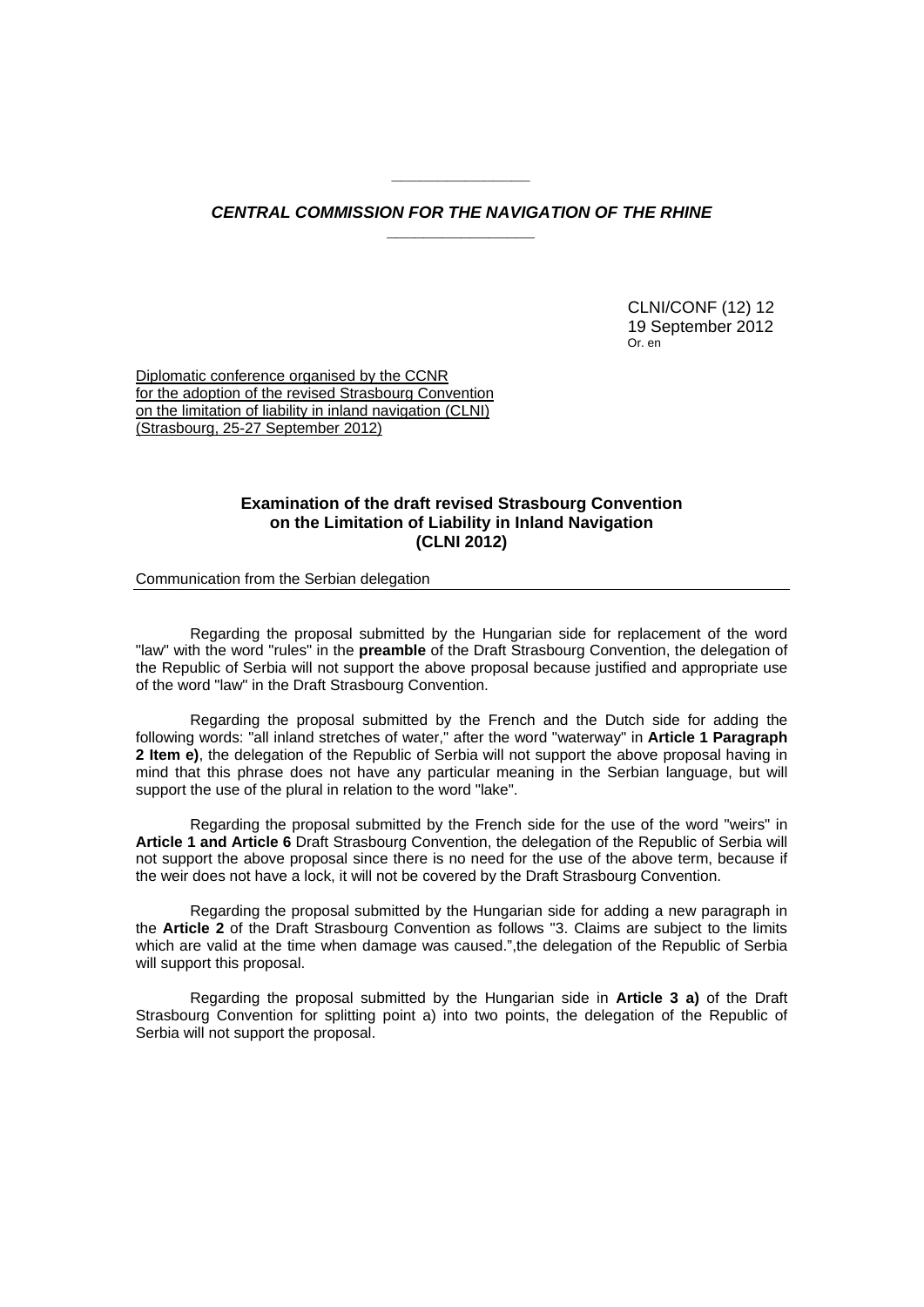***CENTRAL COMMISSION FOR THE NAVIGATION OF THE RHINE***

CLNI/CONF (12) 12
19 September 2012
Or. en

Diplomatic conference organised by the CCNR
for the adoption of the revised Strasbourg Convention
on the limitation of liability in inland navigation (CLNI)
(Strasbourg, 25-27 September 2012)

**Examination of the draft revised Strasbourg Convention on the Limitation of Liability in Inland Navigation (CLNI 2012)**

Communication from the Serbian delegation

Regarding the proposal submitted by the Hungarian side for replacement of the word "law" with the word "rules" in the **preamble** of the Draft Strasbourg Convention, the delegation of the Republic of Serbia will not support the above proposal because justified and appropriate use of the word "law" in the Draft Strasbourg Convention.

Regarding the proposal submitted by the French and the Dutch side for adding the following words: "all inland stretches of water," after the word "waterway" in **Article 1 Paragraph 2 Item e)**, the delegation of the Republic of Serbia will not support the above proposal having in mind that this phrase does not have any particular meaning in the Serbian language, but will support the use of the plural in relation to the word "lake".

Regarding the proposal submitted by the French side for the use of the word "weirs" in **Article 1 and Article 6** Draft Strasbourg Convention, the delegation of the Republic of Serbia will not support the above proposal since there is no need for the use of the above term, because if the weir does not have a lock, it will not be covered by the Draft Strasbourg Convention.

Regarding the proposal submitted by the Hungarian side for adding a new paragraph in the **Article 2** of the Draft Strasbourg Convention as follows "3. Claims are subject to the limits which are valid at the time when damage was caused.",the delegation of the Republic of Serbia will support this proposal.

Regarding the proposal submitted by the Hungarian side in **Article 3 a)** of the Draft Strasbourg Convention for splitting point a) into two points, the delegation of the Republic of Serbia will not support the proposal.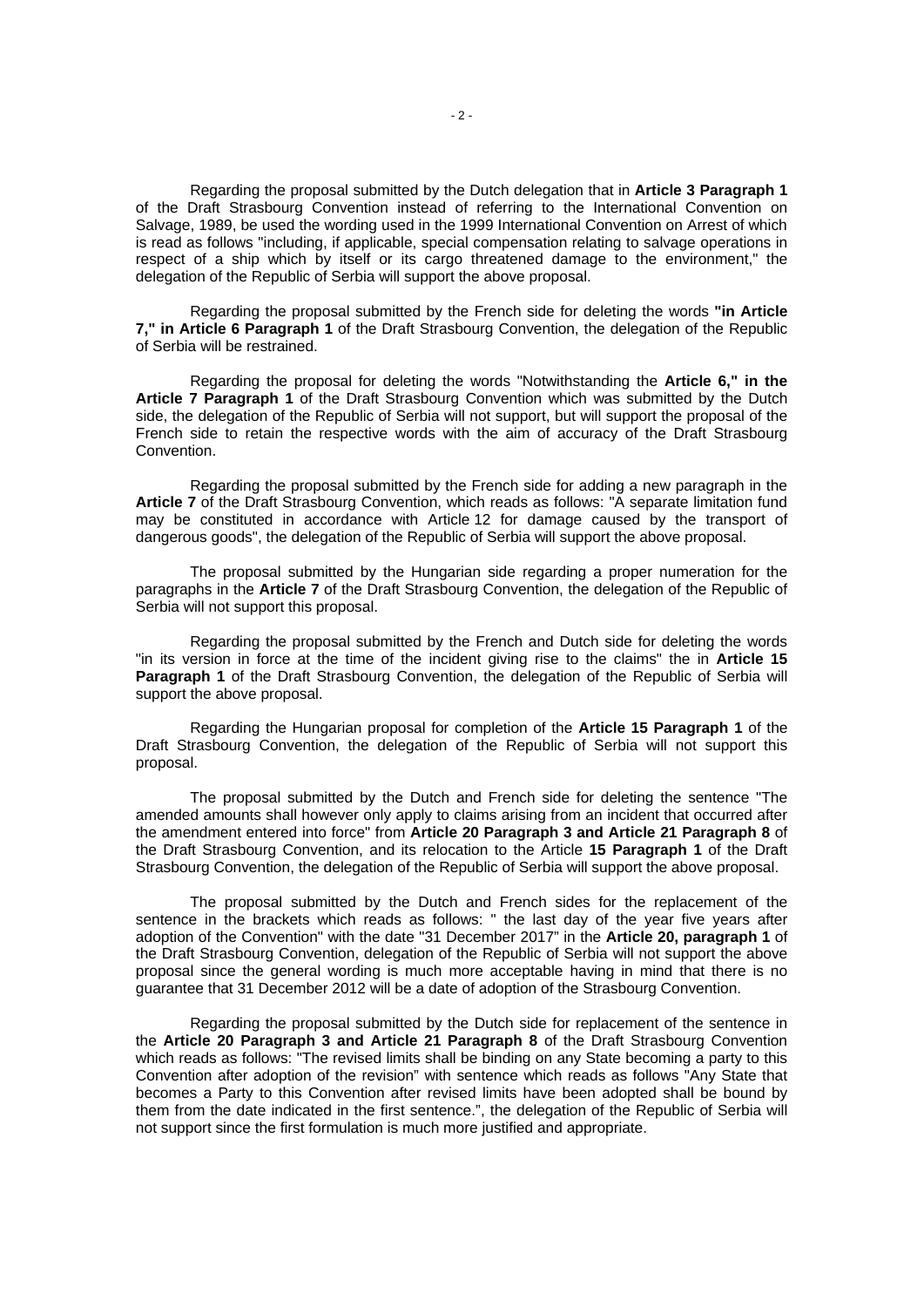Regarding the proposal submitted by the Dutch delegation that in **Article 3 Paragraph 1** of the Draft Strasbourg Convention instead of referring to the International Convention on Salvage, 1989, be used the wording used in the 1999 International Convention on Arrest of which is read as follows "including, if applicable, special compensation relating to salvage operations in respect of a ship which by itself or its cargo threatened damage to the environment," the delegation of the Republic of Serbia will support the above proposal.

Regarding the proposal submitted by the French side for deleting the words **"in Article 7," in Article 6 Paragraph 1** of the Draft Strasbourg Convention, the delegation of the Republic of Serbia will be restrained.

Regarding the proposal for deleting the words "Notwithstanding the **Article 6," in the Article 7 Paragraph 1** of the Draft Strasbourg Convention which was submitted by the Dutch side, the delegation of the Republic of Serbia will not support, but will support the proposal of the French side to retain the respective words with the aim of accuracy of the Draft Strasbourg Convention.

Regarding the proposal submitted by the French side for adding a new paragraph in the **Article 7** of the Draft Strasbourg Convention, which reads as follows: "A separate limitation fund may be constituted in accordance with Article 12 for damage caused by the transport of dangerous goods", the delegation of the Republic of Serbia will support the above proposal.

The proposal submitted by the Hungarian side regarding a proper numeration for the paragraphs in the **Article 7** of the Draft Strasbourg Convention, the delegation of the Republic of Serbia will not support this proposal.

Regarding the proposal submitted by the French and Dutch side for deleting the words "in its version in force at the time of the incident giving rise to the claims" the in **Article 15 Paragraph 1** of the Draft Strasbourg Convention, the delegation of the Republic of Serbia will support the above proposal.

Regarding the Hungarian proposal for completion of the **Article 15 Paragraph 1** of the Draft Strasbourg Convention, the delegation of the Republic of Serbia will not support this proposal.

The proposal submitted by the Dutch and French side for deleting the sentence "The amended amounts shall however only apply to claims arising from an incident that occurred after the amendment entered into force" from **Article 20 Paragraph 3 and Article 21 Paragraph 8** of the Draft Strasbourg Convention, and its relocation to the Article **15 Paragraph 1** of the Draft Strasbourg Convention, the delegation of the Republic of Serbia will support the above proposal.

The proposal submitted by the Dutch and French sides for the replacement of the sentence in the brackets which reads as follows: " the last day of the year five years after adoption of the Convention" with the date "31 December 2017" in the **Article 20, paragraph 1** of the Draft Strasbourg Convention, delegation of the Republic of Serbia will not support the above proposal since the general wording is much more acceptable having in mind that there is no guarantee that 31 December 2012 will be a date of adoption of the Strasbourg Convention.

Regarding the proposal submitted by the Dutch side for replacement of the sentence in the **Article 20 Paragraph 3 and Article 21 Paragraph 8** of the Draft Strasbourg Convention which reads as follows: "The revised limits shall be binding on any State becoming a party to this Convention after adoption of the revision" with sentence which reads as follows "Any State that becomes a Party to this Convention after revised limits have been adopted shall be bound by them from the date indicated in the first sentence.", the delegation of the Republic of Serbia will not support since the first formulation is much more justified and appropriate.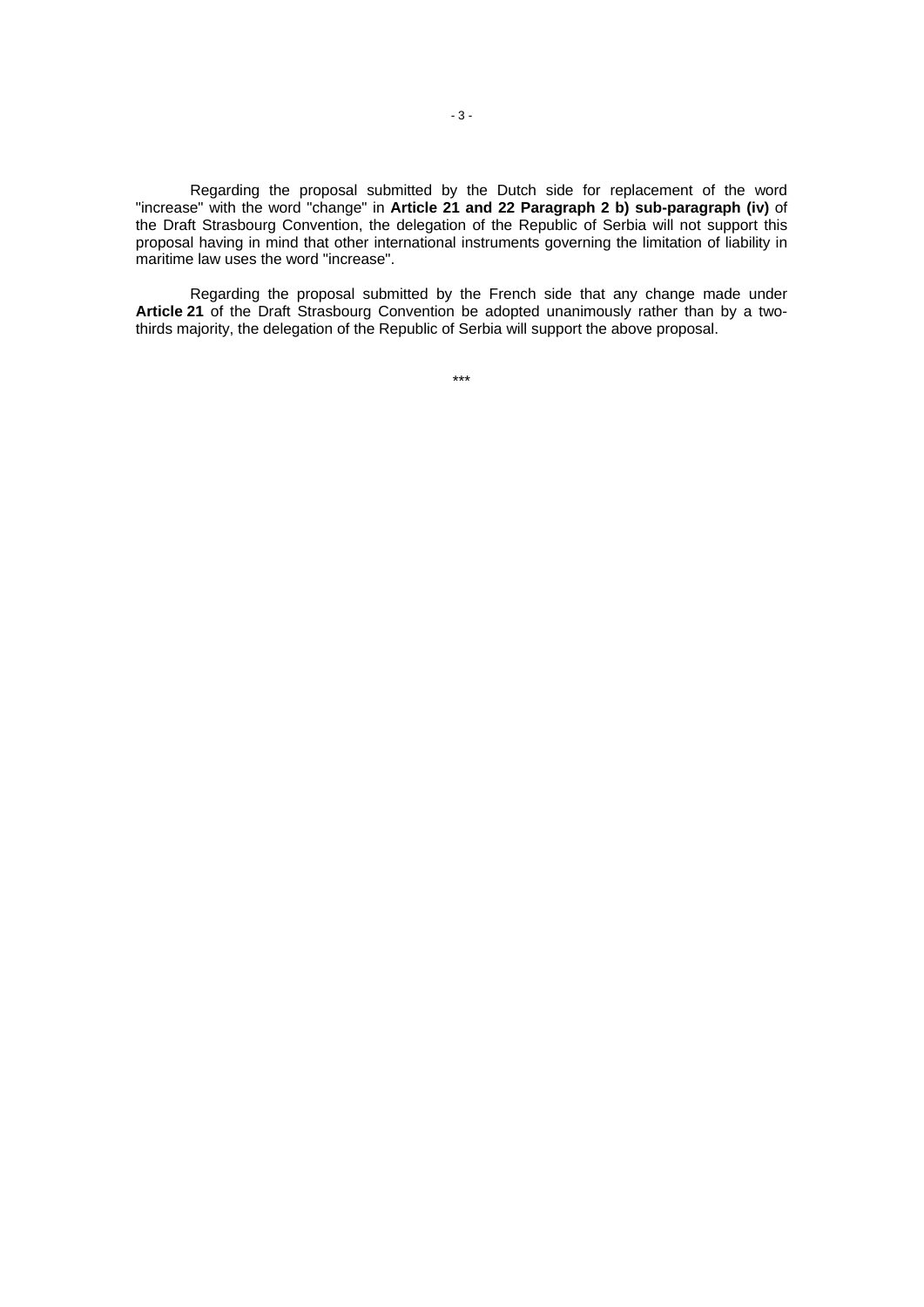Regarding the proposal submitted by the Dutch side for replacement of the word "increase" with the word "change" in **Article 21 and 22 Paragraph 2 b) sub-paragraph (iv)** of the Draft Strasbourg Convention, the delegation of the Republic of Serbia will not support this proposal having in mind that other international instruments governing the limitation of liability in maritime law uses the word "increase".

Regarding the proposal submitted by the French side that any change made under **Article 21** of the Draft Strasbourg Convention be adopted unanimously rather than by a two-thirds majority, the delegation of the Republic of Serbia will support the above proposal.

***